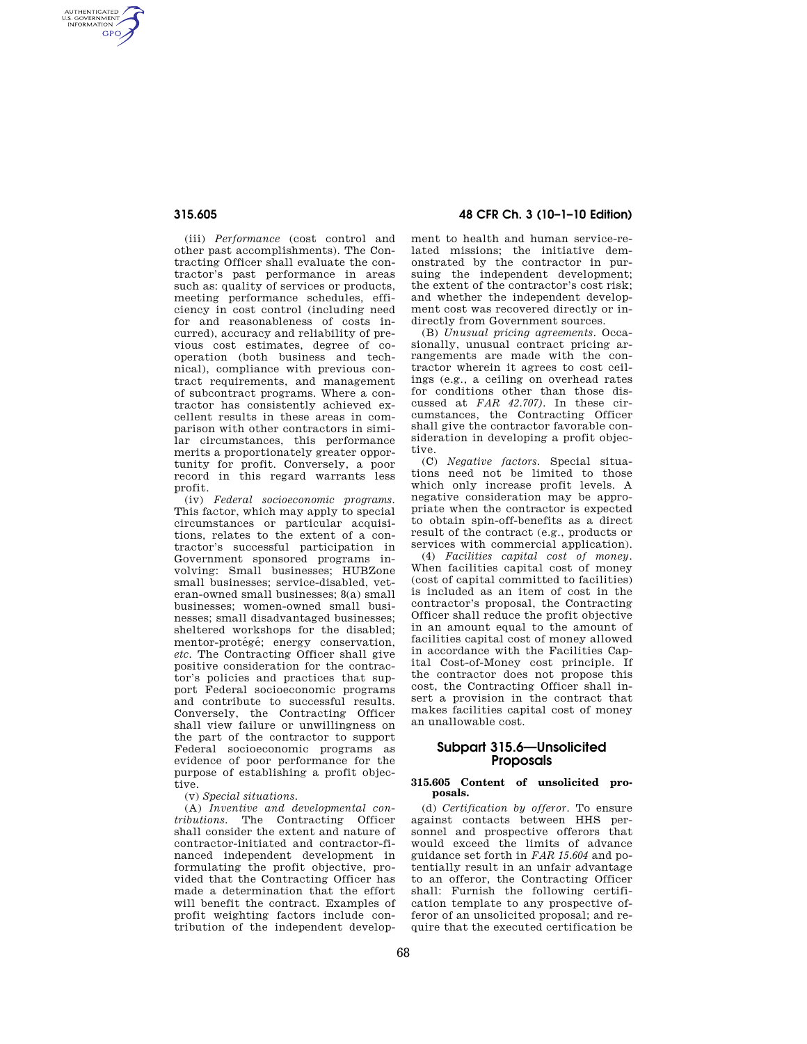(iii) *Performance* (cost control and other past accomplishments). The Contracting Officer shall evaluate the contractor's past performance in areas such as: quality of services or products, meeting performance schedules, efficiency in cost control (including need for and reasonableness of costs incurred), accuracy and reliability of previous cost estimates, degree of cooperation (both business and technical), compliance with previous contract requirements, and management of subcontract programs. Where a contractor has consistently achieved excellent results in these areas in comparison with other contractors in similar circumstances, this performance merits a proportionately greater opportunity for profit. Conversely, a poor record in this regard warrants less profit.

(iv) *Federal socioeconomic programs.* This factor, which may apply to special circumstances or particular acquisitions, relates to the extent of a contractor's successful participation in Government sponsored programs involving: Small businesses; HUBZone small businesses; service-disabled, veteran-owned small businesses; 8(a) small businesses; women-owned small businesses; small disadvantaged businesses; sheltered workshops for the disabled; mentor-protégé; energy conservation, *etc.* The Contracting Officer shall give positive consideration for the contractor's policies and practices that support Federal socioeconomic programs and contribute to successful results. Conversely, the Contracting Officer shall view failure or unwillingness on the part of the contractor to support Federal socioeconomic programs as evidence of poor performance for the purpose of establishing a profit objective.

(v) *Special situations.*

(A) *Inventive and developmental contributions.* The Contracting Officer shall consider the extent and nature of contractor-initiated and contractor-financed independent development in formulating the profit objective, provided that the Contracting Officer has made a determination that the effort will benefit the contract. Examples of profit weighting factors include contribution of the independent development to health and human service-related missions; the initiative demonstrated by the contractor in pursuing the independent development; the extent of the contractor's cost risk; and whether the independent development cost was recovered directly or indirectly from Government sources.

(B) *Unusual pricing agreements.* Occasionally, unusual contract pricing arrangements are made with the contractor wherein it agrees to cost ceilings (e.g., a ceiling on overhead rates for conditions other than those discussed at *FAR 42.707*). In these circumstances, the Contracting Officer shall give the contractor favorable consideration in developing a profit objective.

(C) *Negative factors.* Special situations need not be limited to those which only increase profit levels. A negative consideration may be appropriate when the contractor is expected to obtain spin-off-benefits as a direct result of the contract (e.g., products or services with commercial application).

(4) *Facilities capital cost of money.* When facilities capital cost of money (cost of capital committed to facilities) is included as an item of cost in the contractor's proposal, the Contracting Officer shall reduce the profit objective in an amount equal to the amount of facilities capital cost of money allowed in accordance with the Facilities Capital Cost-of-Money cost principle. If the contractor does not propose this cost, the Contracting Officer shall insert a provision in the contract that makes facilities capital cost of money an unallowable cost.

## Subpart 315.6—Unsolicited Proposals

### 315.605 Content of unsolicited proposals.

(d) *Certification by offeror.* To ensure against contacts between HHS personnel and prospective offerors that would exceed the limits of advance guidance set forth in *FAR 15.604* and potentially result in an unfair advantage to an offeror, the Contracting Officer shall: Furnish the following certification template to any prospective offeror of an unsolicited proposal; and require that the executed certification be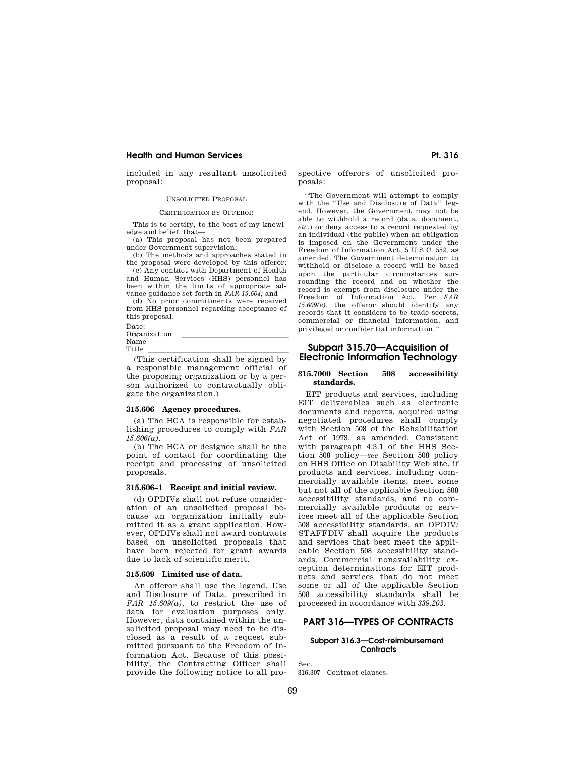included in any resultant unsolicited proposal:

UNSOLICITED PROPOSAL

CERTIFICATION BY OFFEROR

This is to certify, to the best of my knowledge and belief, that—

(a) This proposal has not been prepared under Government supervision;

(b) The methods and approaches stated in the proposal were developed by this offeror;

(c) Any contact with Department of Health and Human Services (HHS) personnel has been within the limits of appropriate advance guidance set forth in *FAR 15.604;* and

(d) No prior commitments were received from HHS personnel regarding acceptance of this proposal.

Date: \_\_\_\_\_\_\_\_\_\_\_\_\_\_\_\_\_\_\_\_\_\_\_\_\_\_\_\_\_\_

Organization \_\_\_\_\_\_\_\_\_\_\_\_\_\_\_\_\_\_\_\_\_\_\_\_\_\_\_\_\_\_

Name \_\_\_\_\_\_\_\_\_\_\_\_\_\_\_\_\_\_\_\_\_\_\_\_\_\_\_\_\_\_

Title \_\_\_\_\_\_\_\_\_\_\_\_\_\_\_\_\_\_\_\_\_\_\_\_\_\_\_\_\_\_

(This certification shall be signed by a responsible management official of the proposing organization or by a person authorized to contractually obligate the organization.)

### 315.606 Agency procedures.

(a) The HCA is responsible for establishing procedures to comply with *FAR 15.606(a)*.

(b) The HCA or designee shall be the point of contact for coordinating the receipt and processing of unsolicited proposals.

### 315.606–1 Receipt and initial review.

(d) OPDIVs shall not refuse consideration of an unsolicited proposal because an organization initially submitted it as a grant application. However, OPDIVs shall not award contracts based on unsolicited proposals that have been rejected for grant awards due to lack of scientific merit.

### 315.609 Limited use of data.

An offeror shall use the legend, Use and Disclosure of Data, prescribed in *FAR 15.609(a)*, to restrict the use of data for evaluation purposes only. However, data contained within the unsolicited proposal may need to be disclosed as a result of a request submitted pursuant to the Freedom of Information Act. Because of this possibility, the Contracting Officer shall provide the following notice to all prospective offerors of unsolicited proposals:

"The Government will attempt to comply with the "Use and Disclosure of Data" legend. However, the Government may not be able to withhold a record (data, document, *etc.*) or deny access to a record requested by an individual (the public) when an obligation is imposed on the Government under the Freedom of Information Act, 5 U.S.C. 552, as amended. The Government determination to withhold or disclose a record will be based upon the particular circumstances surrounding the record and on whether the record is exempt from disclosure under the Freedom of Information Act. Per *FAR 15.609(e)*, the offeror should identify any records that it considers to be trade secrets, commercial or financial information, and privileged or confidential information."

## Subpart 315.70—Acquisition of Electronic Information Technology

### 315.7000 Section 508 accessibility standards.

EIT products and services, including EIT deliverables such as electronic documents and reports, acquired using negotiated procedures shall comply with Section 508 of the Rehabilitation Act of 1973, as amended. Consistent with paragraph 4.3.1 of the HHS Section 508 policy—*see* Section 508 policy on HHS Office on Disability Web site, if products and services, including commercially available items, meet some but not all of the applicable Section 508 accessibility standards, and no commercially available products or services meet all of the applicable Section 508 accessibility standards, an OPDIV/STAFFDIV shall acquire the products and services that best meet the applicable Section 508 accessibility standards. Commercial nonavailability exception determinations for EIT products and services that do not meet some or all of the applicable Section 508 accessibility standards shall be processed in accordance with *339.203*.

# PART 316—TYPES OF CONTRACTS

## Subpart 316.3—Cost-reimbursement Contracts

Sec.

316.307 Contract clauses.